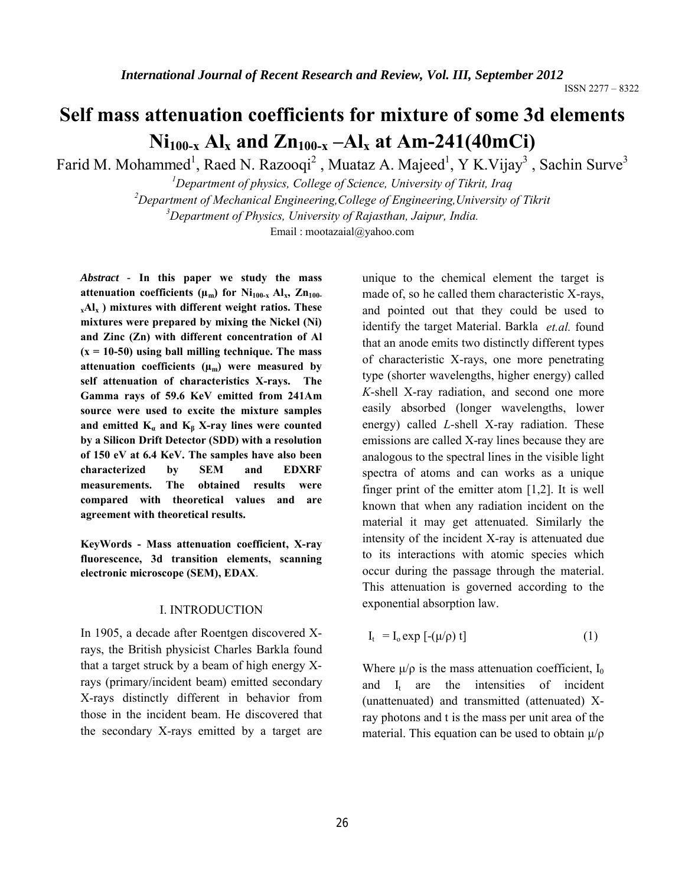# Self mass attenuation coefficients for mixture of some 3d elements $Ni_{100-x}$ $Al_x$ and $Zn_{100-x}$ –$Al_x$ at Am-241(40mCi)

Farid M. Mohammed[1], Raed N. Razooqi[2] , Muataz A. Majeed[1], Y K.Vijay[3] , Sachin Surve[3]

[1]*Department of physics, College of Science, University of Tikrit, Iraq*

[2]*Department of Mechanical Engineering,College of Engineering,University of Tikrit*

[3]*Department of Physics, University of Rajasthan, Jaipur, India.*

Email : mootazaial@yahoo.com

***Abstract*** - **In this paper we study the mass attenuation coefficients ($\mu_m$) for $Ni_{100-x}$ $Al_x$, $Zn_{100-x}Al_x$ ) mixtures with different weight ratios. These mixtures were prepared by mixing the Nickel (Ni) and Zinc (Zn) with different concentration of Al (x = 10-50) using ball milling technique. The mass attenuation coefficients ($\mu_m$) were measured by self attenuation of characteristics X-rays. The Gamma rays of 59.6 KeV emitted from 241Am source were used to excite the mixture samples and emitted $K_\alpha$ and $K_\beta$ X-ray lines were counted by a Silicon Drift Detector (SDD) with a resolution of 150 eV at 6.4 KeV. The samples have also been characterized by SEM and EDXRF measurements. The obtained results were compared with theoretical values and are agreement with theoretical results.**

**KeyWords - Mass attenuation coefficient, X-ray fluorescence, 3d transition elements, scanning electronic microscope (SEM), EDAX**.

## I. INTRODUCTION

In 1905, a decade after Roentgen discovered X-rays, the British physicist Charles Barkla found that a target struck by a beam of high energy X-rays (primary/incident beam) emitted secondary X-rays distinctly different in behavior from those in the incident beam. He discovered that the secondary X-rays emitted by a target are unique to the chemical element the target is made of, so he called them characteristic X-rays, and pointed out that they could be used to identify the target Material. Barkla *et.al.* found that an anode emits two distinctly different types of characteristic X-rays, one more penetrating type (shorter wavelengths, higher energy) called *K*-shell X-ray radiation, and second one more easily absorbed (longer wavelengths, lower energy) called *L*-shell X-ray radiation. These emissions are called X-ray lines because they are analogous to the spectral lines in the visible light spectra of atoms and can works as a unique finger print of the emitter atom [1,2]. It is well known that when any radiation incident on the material it may get attenuated. Similarly the intensity of the incident X-ray is attenuated due to its interactions with atomic species which occur during the passage through the material. This attenuation is governed according to the exponential absorption law.

$$I_t = I_o \exp[-(\mu/\rho)\, t] \qquad (1)$$

Where $\mu/\rho$ is the mass attenuation coefficient, $I_0$ and $I_t$ are the intensities of incident (unattenuated) and transmitted (attenuated) X-ray photons and t is the mass per unit area of the material. This equation can be used to obtain $\mu/\rho$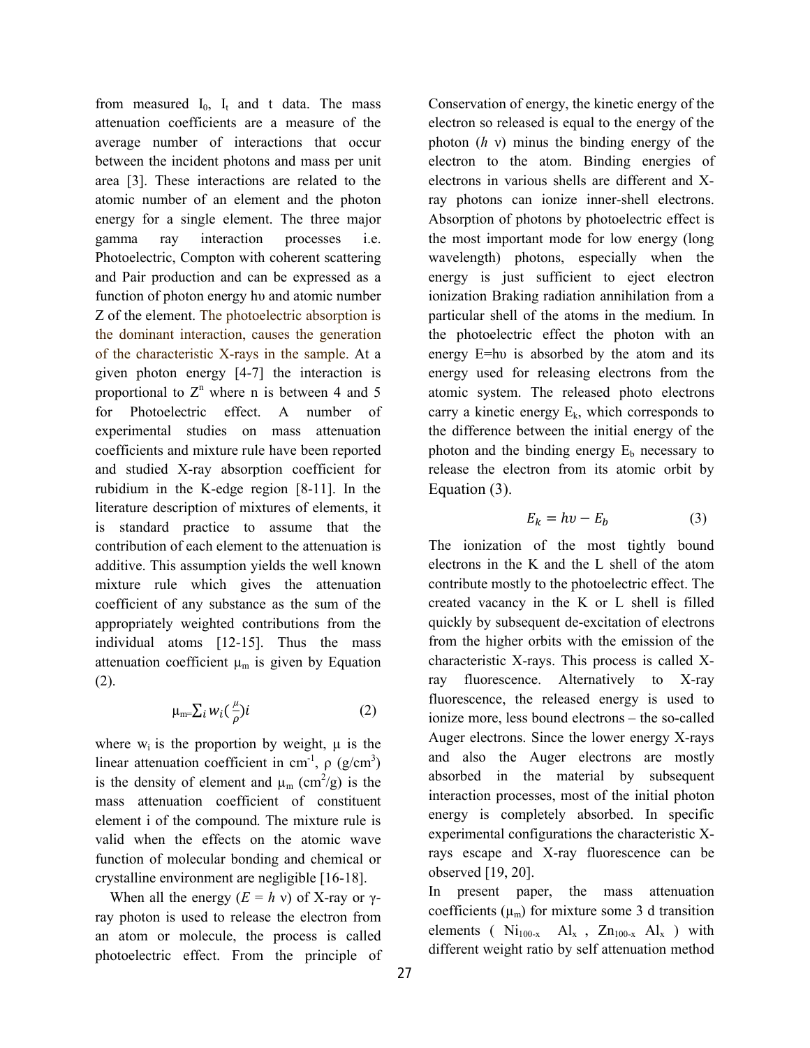from measured $I_0$, $I_t$ and t data. The mass attenuation coefficients are a measure of the average number of interactions that occur between the incident photons and mass per unit area [3]. These interactions are related to the atomic number of an element and the photon energy for a single element. The three major gamma ray interaction processes i.e. Photoelectric, Compton with coherent scattering and Pair production and can be expressed as a function of photon energy hυ and atomic number Z of the element. The photoelectric absorption is the dominant interaction, causes the generation of the characteristic X-rays in the sample. At a given photon energy [4-7] the interaction is proportional to $Z^n$ where n is between 4 and 5 for Photoelectric effect. A number of experimental studies on mass attenuation coefficients and mixture rule have been reported and studied X-ray absorption coefficient for rubidium in the K-edge region [8-11]. In the literature description of mixtures of elements, it is standard practice to assume that the contribution of each element to the attenuation is additive. This assumption yields the well known mixture rule which gives the attenuation coefficient of any substance as the sum of the appropriately weighted contributions from the individual atoms [12-15]. Thus the mass attenuation coefficient $\mu_m$ is given by Equation (2).

$$\mu_m = \sum_i w_i \left(\frac{\mu}{\rho}\right)i \qquad (2)$$

where $w_i$ is the proportion by weight, μ is the linear attenuation coefficient in $cm^{-1}$, ρ ($g/cm^3$) is the density of element and $\mu_m$ ($cm^2/g$) is the mass attenuation coefficient of constituent element i of the compound. The mixture rule is valid when the effects on the atomic wave function of molecular bonding and chemical or crystalline environment are negligible [16-18].

When all the energy ($E = h\nu$) of X-ray or γ-ray photon is used to release the electron from an atom or molecule, the process is called photoelectric effect. From the principle of Conservation of energy, the kinetic energy of the electron so released is equal to the energy of the photon ($h\nu$) minus the binding energy of the electron to the atom. Binding energies of electrons in various shells are different and X-ray photons can ionize inner-shell electrons. Absorption of photons by photoelectric effect is the most important mode for low energy (long wavelength) photons, especially when the energy is just sufficient to eject electron ionization Braking radiation annihilation from a particular shell of the atoms in the medium. In the photoelectric effect the photon with an energy E=hυ is absorbed by the atom and its energy used for releasing electrons from the atomic system. The released photo electrons carry a kinetic energy $E_k$, which corresponds to the difference between the initial energy of the photon and the binding energy $E_b$ necessary to release the electron from its atomic orbit by Equation (3).

$$E_k = h\upsilon - E_b \qquad (3)$$

The ionization of the most tightly bound electrons in the K and the L shell of the atom contribute mostly to the photoelectric effect. The created vacancy in the K or L shell is filled quickly by subsequent de-excitation of electrons from the higher orbits with the emission of the characteristic X-rays. This process is called X-ray fluorescence. Alternatively to X-ray fluorescence, the released energy is used to ionize more, less bound electrons – the so-called Auger electrons. Since the lower energy X-rays and also the Auger electrons are mostly absorbed in the material by subsequent interaction processes, most of the initial photon energy is completely absorbed. In specific experimental configurations the characteristic X-rays escape and X-ray fluorescence can be observed [19, 20].

In present paper, the mass attenuation coefficients ($\mu_m$) for mixture some 3 d transition elements ( $Ni_{100-x}$ $Al_x$ , $Zn_{100-x}$ $Al_x$ ) with different weight ratio by self attenuation method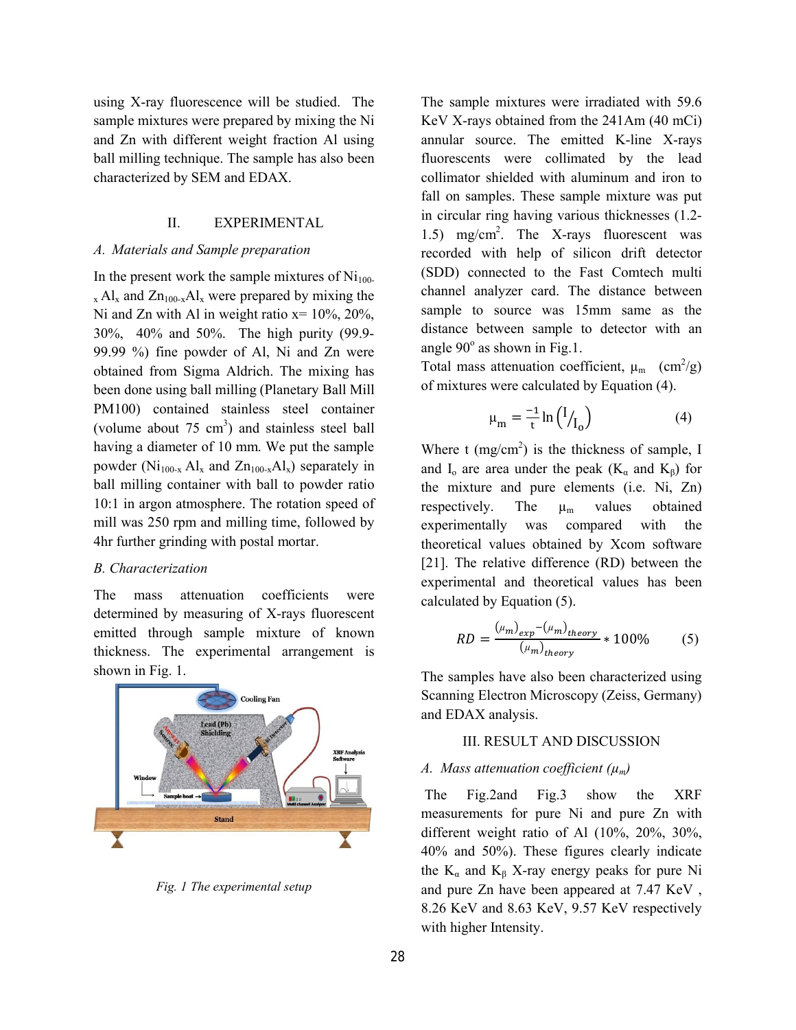using X-ray fluorescence will be studied. The sample mixtures were prepared by mixing the Ni and Zn with different weight fraction Al using ball milling technique. The sample has also been characterized by SEM and EDAX.

## II. EXPERIMENTAL

### A. Materials and Sample preparation

In the present work the sample mixtures of $Ni_{100-x}Al_x$ and $Zn_{100-x}Al_x$ were prepared by mixing the Ni and Zn with Al in weight ratio x= 10%, 20%, 30%, 40% and 50%. The high purity (99.9-99.99 %) fine powder of Al, Ni and Zn were obtained from Sigma Aldrich. The mixing has been done using ball milling (Planetary Ball Mill PM100) contained stainless steel container (volume about 75 $cm^3$) and stainless steel ball having a diameter of 10 mm. We put the sample powder ($Ni_{100-x}Al_x$ and $Zn_{100-x}Al_x$) separately in ball milling container with ball to powder ratio 10:1 in argon atmosphere. The rotation speed of mill was 250 rpm and milling time, followed by 4hr further grinding with postal mortar.

### B. Characterization

The mass attenuation coefficients were determined by measuring of X-rays fluorescent emitted through sample mixture of known thickness. The experimental arrangement is shown in Fig. 1.

*Fig. 1 The experimental setup*

The sample mixtures were irradiated with 59.6 KeV X-rays obtained from the 241Am (40 mCi) annular source. The emitted K-line X-rays fluorescents were collimated by the lead collimator shielded with aluminum and iron to fall on samples. These sample mixture was put in circular ring having various thicknesses (1.2-1.5) mg/$cm^2$. The X-rays fluorescent was recorded with help of silicon drift detector (SDD) connected to the Fast Comtech multi channel analyzer card. The distance between sample to source was 15mm same as the distance between sample to detector with an angle 90° as shown in Fig.1.

Total mass attenuation coefficient, $\mu_m$ ($cm^2$/g) of mixtures were calculated by Equation (4).

$$\mu_m = \frac{-1}{t} \ln\left(I/I_o\right) \qquad (4)$$

Where t (mg/$cm^2$) is the thickness of sample, I and $I_o$ are area under the peak ($K_\alpha$ and $K_\beta$) for the mixture and pure elements (i.e. Ni, Zn) respectively. The $\mu_m$ values obtained experimentally was compared with the theoretical values obtained by Xcom software [21]. The relative difference (RD) between the experimental and theoretical values has been calculated by Equation (5).

$$RD = \frac{(\mu_m)_{exp} - (\mu_m)_{theory}}{(\mu_m)_{theory}} * 100\% \qquad (5)$$

The samples have also been characterized using Scanning Electron Microscopy (Zeiss, Germany) and EDAX analysis.

## III. RESULT AND DISCUSSION

### A. Mass attenuation coefficient ($\mu_m$)

The Fig.2and Fig.3 show the XRF measurements for pure Ni and pure Zn with different weight ratio of Al (10%, 20%, 30%, 40% and 50%). These figures clearly indicate the $K_\alpha$ and $K_\beta$ X-ray energy peaks for pure Ni and pure Zn have been appeared at 7.47 KeV , 8.26 KeV and 8.63 KeV, 9.57 KeV respectively with higher Intensity.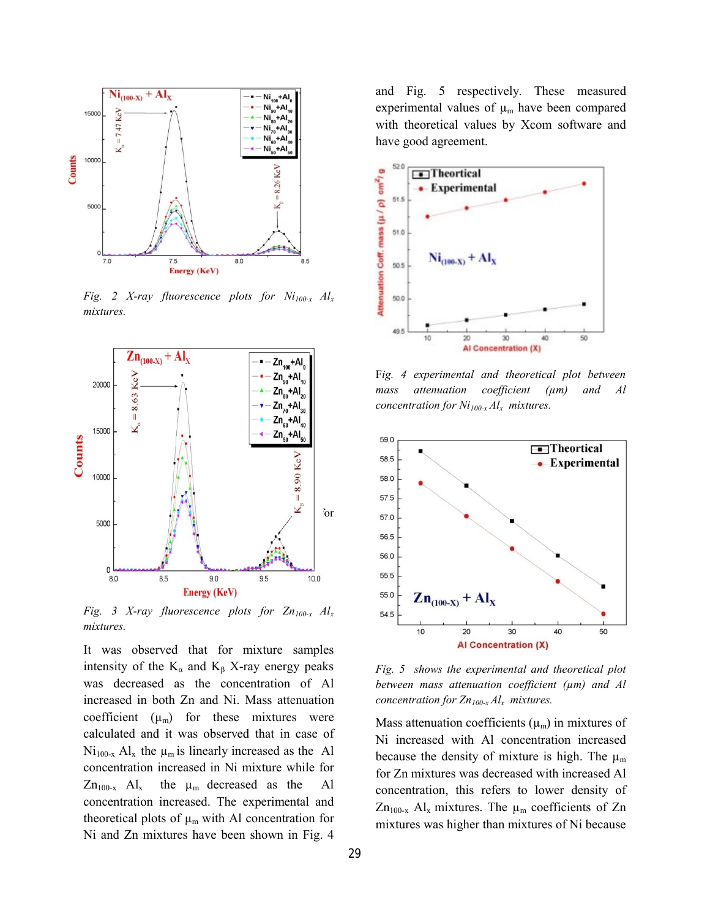*Fig. 2 X-ray fluorescence plots for $Ni_{100-x}$ $Al_x$ mixtures.*

*Fig. 3 X-ray fluorescence plots for $Zn_{100-x}$ $Al_x$ mixtures.*

It was observed that for mixture samples intensity of the $K_\alpha$ and $K_\beta$ X-ray energy peaks was decreased as the concentration of Al increased in both Zn and Ni. Mass attenuation coefficient ($\mu_m$) for these mixtures were calculated and it was observed that in case of $Ni_{100-x}$ $Al_x$ the $\mu_m$ is linearly increased as the Al concentration increased in Ni mixture while for $Zn_{100-x}$ $Al_x$ the $\mu_m$ decreased as the Al concentration increased. The experimental and theoretical plots of $\mu_m$ with Al concentration for Ni and Zn mixtures have been shown in Fig. 4 and Fig. 5 respectively. These measured experimental values of $\mu_m$ have been compared with theoretical values by Xcom software and have good agreement.

*Fig. 4 experimental and theoretical plot between mass attenuation coefficient (μm) and Al concentration for $Ni_{100-x}$ $Al_x$ mixtures.*

*Fig. 5 shows the experimental and theoretical plot between mass attenuation coefficient (μm) and Al concentration for $Zn_{100-x}$ $Al_x$ mixtures.*

Mass attenuation coefficients ($\mu_m$) in mixtures of Ni increased with Al concentration increased because the density of mixture is high. The $\mu_m$ for Zn mixtures was decreased with increased Al concentration, this refers to lower density of $Zn_{100-x}$ $Al_x$ mixtures. The $\mu_m$ coefficients of Zn mixtures was higher than mixtures of Ni because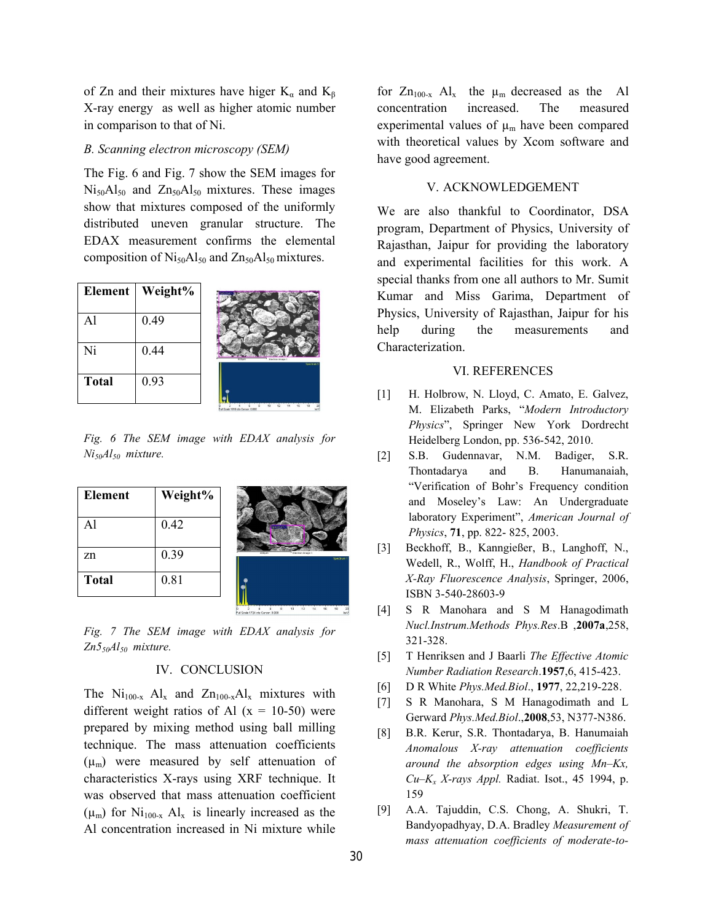of Zn and their mixtures have higer $K_\alpha$ and $K_\beta$ X-ray energy as well as higher atomic number in comparison to that of Ni.

### B. Scanning electron microscopy (SEM)

The Fig. 6 and Fig. 7 show the SEM images for $Ni_{50}Al_{50}$ and $Zn_{50}Al_{50}$ mixtures. These images show that mixtures composed of the uniformly distributed uneven granular structure. The EDAX measurement confirms the elemental composition of $Ni_{50}Al_{50}$ and $Zn_{50}Al_{50}$ mixtures.

| Element | Weight% |
|---|---|
| Al | 0.49 |
| Ni | 0.44 |
| **Total** | 0.93 |

*Fig. 6 The SEM image with EDAX analysis for $Ni_{50}Al_{50}$ mixture.*

| Element | Weight% |
|---|---|
| Al | 0.42 |
| zn | 0.39 |
| **Total** | 0.81 |

*Fig. 7 The SEM image with EDAX analysis for $Zn5_{50}Al_{50}$ mixture.*

## IV. CONCLUSION

The $Ni_{100-x}$ $Al_x$ and $Zn_{100-x}Al_x$ mixtures with different weight ratios of Al (x = 10-50) were prepared by mixing method using ball milling technique. The mass attenuation coefficients ($\mu_m$) were measured by self attenuation of characteristics X-rays using XRF technique. It was observed that mass attenuation coefficient ($\mu_m$) for $Ni_{100-x}$ $Al_x$ is linearly increased as the Al concentration increased in Ni mixture while for $Zn_{100-x}$ $Al_x$ the $\mu_m$ decreased as the Al concentration increased. The measured experimental values of $\mu_m$ have been compared with theoretical values by Xcom software and have good agreement.

## V. ACKNOWLEDGEMENT

We are also thankful to Coordinator, DSA program, Department of Physics, University of Rajasthan, Jaipur for providing the laboratory and experimental facilities for this work. A special thanks from one all authors to Mr. Sumit Kumar and Miss Garima, Department of Physics, University of Rajasthan, Jaipur for his help during the measurements and Characterization.

## VI. REFERENCES

[1] H. Holbrow, N. Lloyd, C. Amato, E. Galvez, M. Elizabeth Parks, "*Modern Introductory Physics*", Springer New York Dordrecht Heidelberg London, pp. 536-542, 2010.

[2] S.B. Gudennavar, N.M. Badiger, S.R. Thontadarya and B. Hanumanaiah, "Verification of Bohr's Frequency condition and Moseley's Law: An Undergraduate laboratory Experiment", *American Journal of Physics*, **71**, pp. 822- 825, 2003.

[3] Beckhoff, B., Kanngießer, B., Langhoff, N., Wedell, R., Wolff, H., *Handbook of Practical X-Ray Fluorescence Analysis*, Springer, 2006, ISBN 3-540-28603-9

[4] S R Manohara and S M Hanagodimath *Nucl.Instrum.Methods Phys.Res*.B ,**2007a**,258, 321-328.

[5] T Henriksen and J Baarli *The Effective Atomic Number Radiation Research*.**1957**,6, 415-423.

[6] D R White *Phys.Med.Biol*., **1977**, 22,219-228.

[7] S R Manohara, S M Hanagodimath and L Gerward *Phys.Med.Biol*.,**2008**,53, N377-N386.

[8] B.R. Kerur, S.R. Thontadarya, B. Hanumaiah *Anomalous X-ray attenuation coefficients around the absorption edges using Mn–Kx, Cu–Kx X-rays Appl.* Radiat. Isot., 45 1994, p. 159

[9] A.A. Tajuddin, C.S. Chong, A. Shukri, T. Bandyopadhyay, D.A. Bradley *Measurement of mass attenuation coefficients of moderate-to-*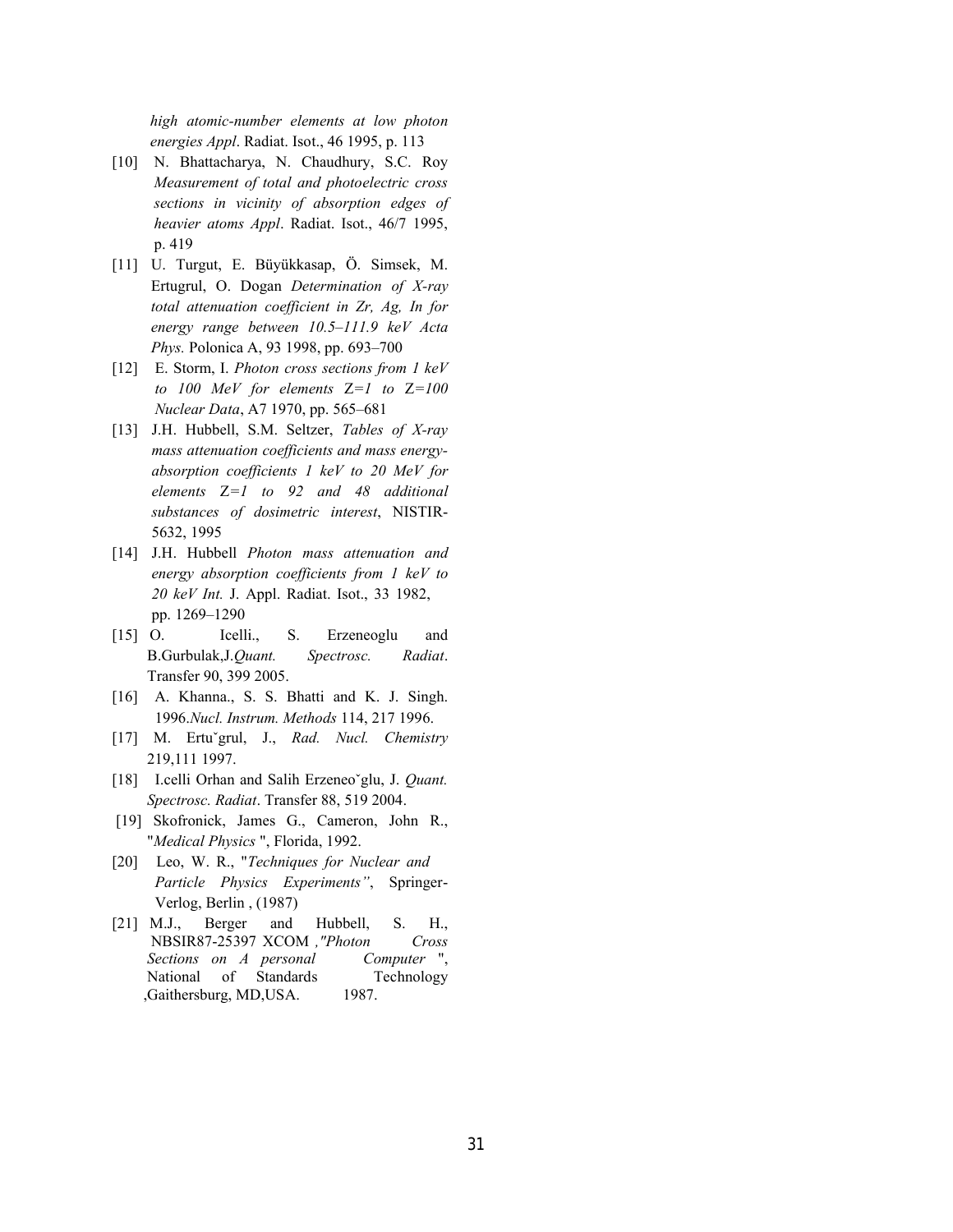*high atomic-number elements at low photon energies Appl*. Radiat. Isot., 46 1995, p. 113

[10] N. Bhattacharya, N. Chaudhury, S.C. Roy *Measurement of total and photoelectric cross sections in vicinity of absorption edges of heavier atoms Appl*. Radiat. Isot., 46/7 1995, p. 419

[11] U. Turgut, E. Büyükkasap, Ö. Simsek, M. Ertugrul, O. Dogan *Determination of X-ray total attenuation coefficient in Zr, Ag, In for energy range between 10.5–111.9 keV Acta Phys.* Polonica A, 93 1998, pp. 693–700

[12] E. Storm, I. *Photon cross sections from 1 keV to 100 MeV for elements Z=1 to Z=100 Nuclear Data*, A7 1970, pp. 565–681

[13] J.H. Hubbell, S.M. Seltzer, *Tables of X-ray mass attenuation coefficients and mass energy-absorption coefficients 1 keV to 20 MeV for elements Z=1 to 92 and 48 additional substances of dosimetric interest*, NISTIR-5632, 1995

[14] J.H. Hubbell *Photon mass attenuation and energy absorption coefficients from 1 keV to 20 keV Int.* J. Appl. Radiat. Isot., 33 1982, pp. 1269–1290

[15] O. Icelli., S. Erzeneoglu and B.Gurbulak,J.*Quant. Spectrosc. Radiat*. Transfer 90, 399 2005.

[16] A. Khanna., S. S. Bhatti and K. J. Singh. 1996.*Nucl. Instrum. Methods* 114, 217 1996.

[17] M. Ertuˇgrul, J., *Rad. Nucl. Chemistry* 219,111 1997.

[18] I.celli Orhan and Salih Erzeneoˇglu, J. *Quant. Spectrosc. Radiat*. Transfer 88, 519 2004.

[19] Skofronick, James G., Cameron, John R., "*Medical Physics* ", Florida, 1992.

[20] Leo, W. R., "*Techniques for Nuclear and Particle Physics Experiments"*, Springer-Verlog, Berlin , (1987)

[21] M.J., Berger and Hubbell, S. H., NBSIR87-25397 XCOM *,"Photon Cross Sections on A personal Computer* ", National of Standards Technology ,Gaithersburg, MD,USA. 1987.